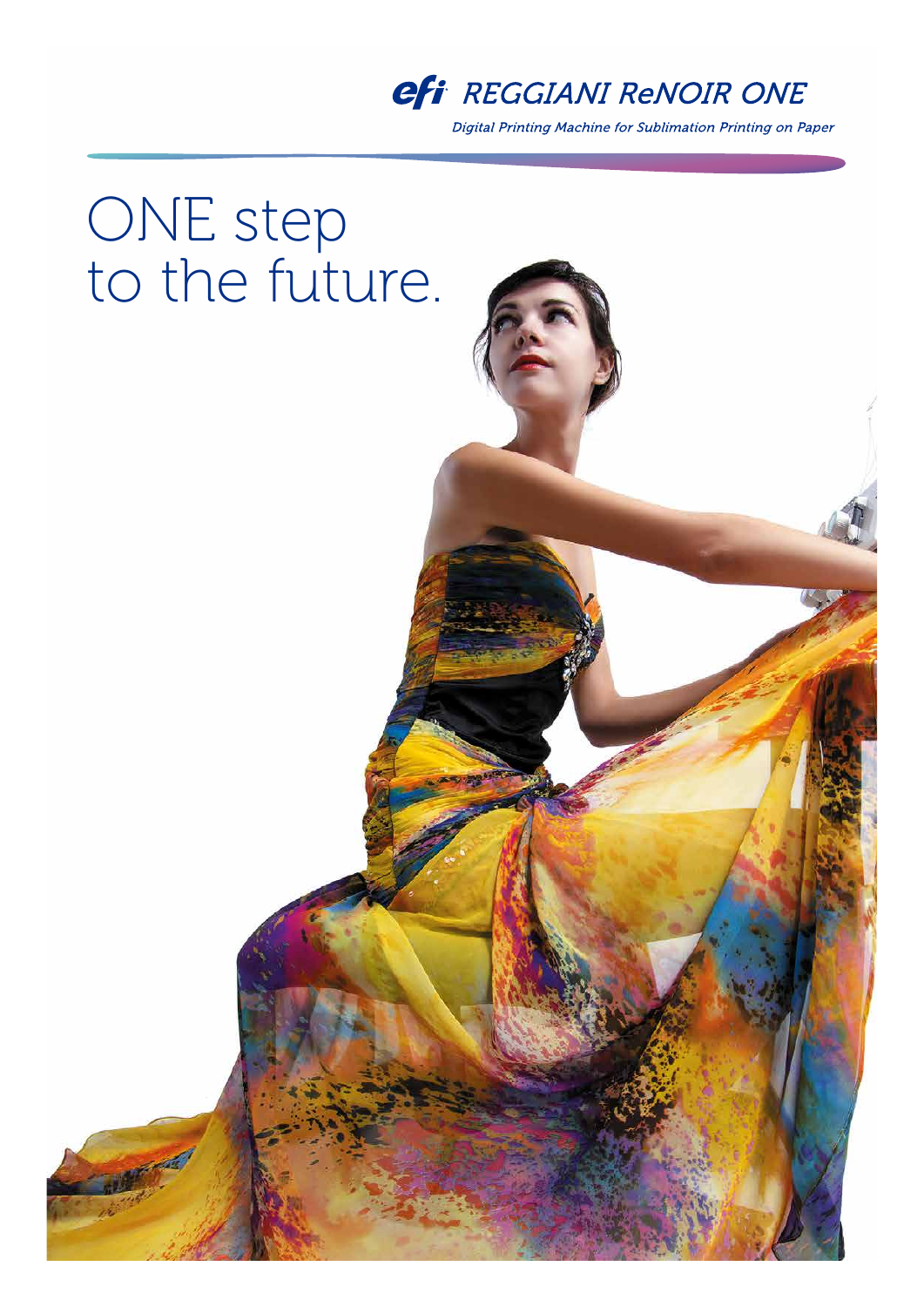efi REGGIANI ReNOIR ONE

*Digital Printing Machine for Sublimation Printing on Paper*

# ONE step to the future.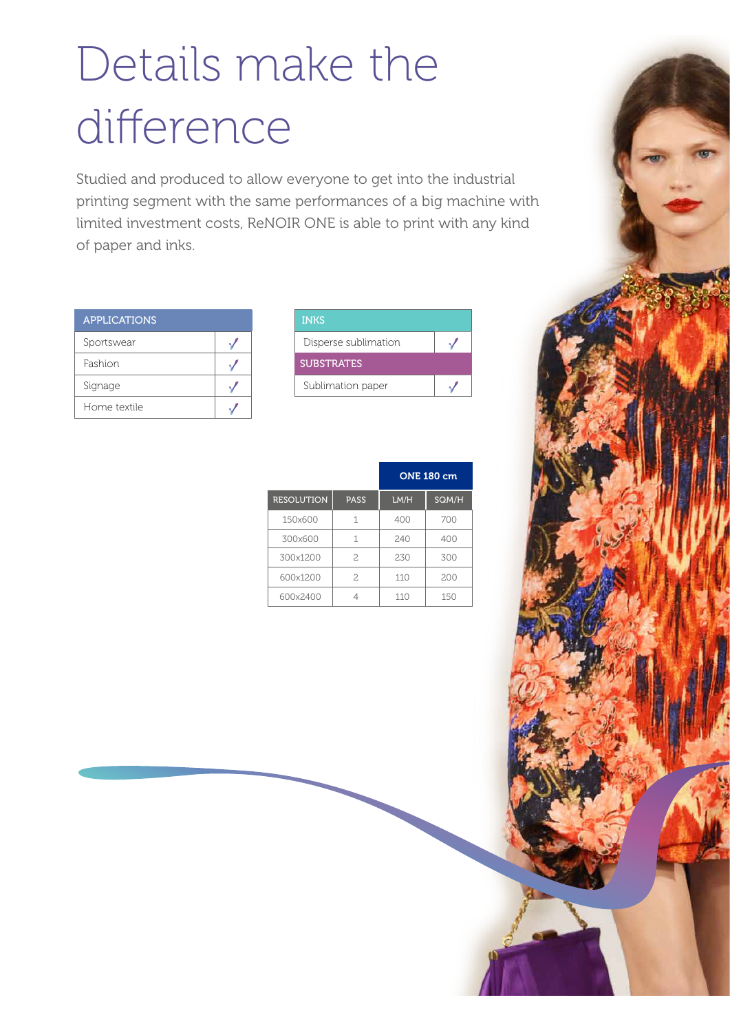# Details make the difference

Studied and produced to allow everyone to get into the industrial printing segment with the same performances of a big machine with limited investment costs, ReNOIR ONE is able to print with any kind of paper and inks.

| APPLICATIONS | |
|---|---|
| Sportswear | ✓ |
| Fashion | ✓ |
| Signage | ✓ |
| Home textile | ✓ |

| INKS | |
|---|---|
| Disperse sublimation | ✓ |
| **SUBSTRATES** | |
| Sublimation paper | ✓ |

| | | ONE 180 cm | |
|---|---|---|---|
| RESOLUTION | PASS | LM/H | SQM/H |
| 150x600 | 1 | 400 | 700 |
| 300x600 | 1 | 240 | 400 |
| 300x1200 | 2 | 230 | 300 |
| 600x1200 | 2 | 110 | 200 |
| 600x2400 | 4 | 110 | 150 |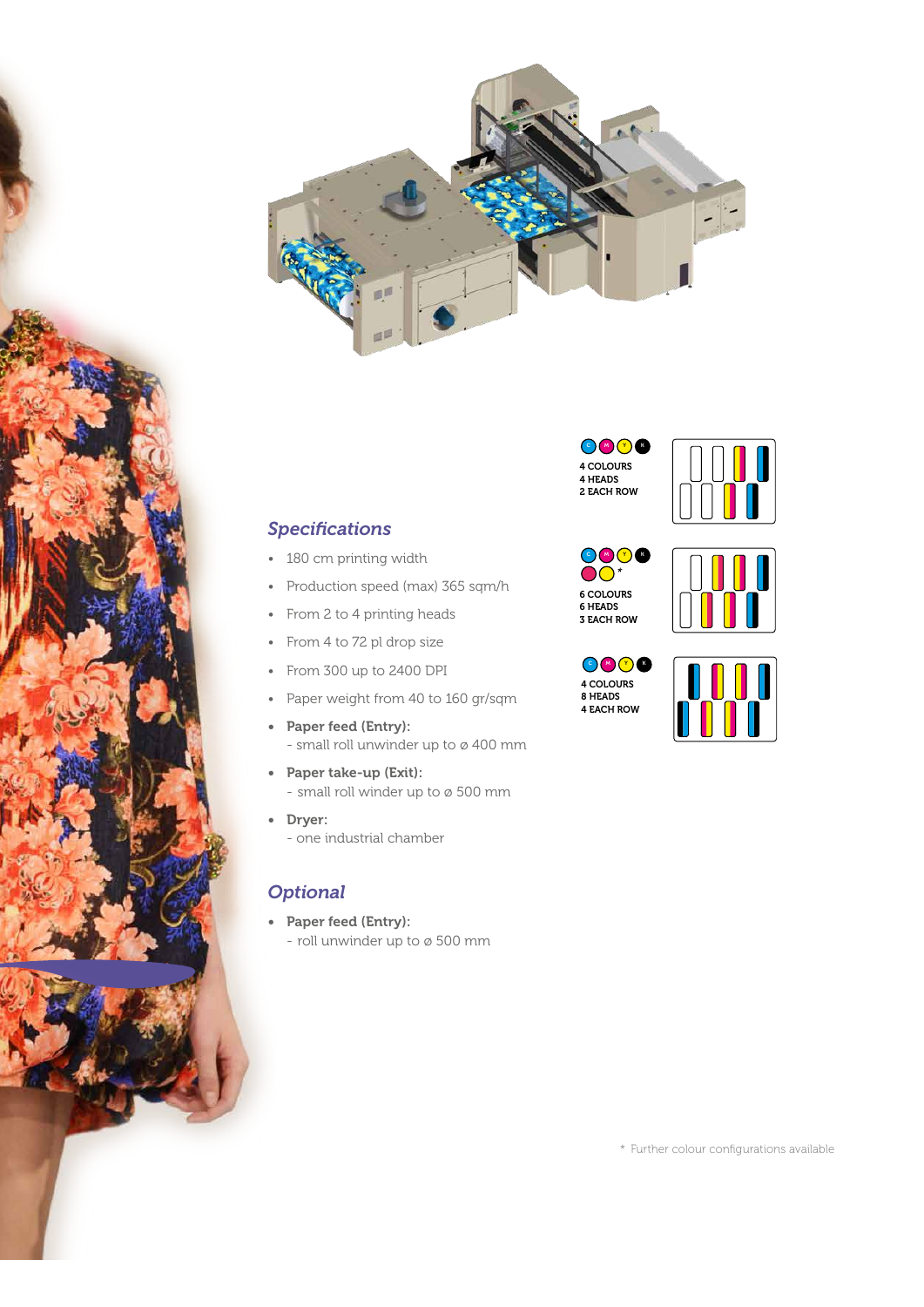## Specifications

- 180 cm printing width
- Production speed (max) 365 sqm/h
- From 2 to 4 printing heads
- From 4 to 72 pl drop size
- From 300 up to 2400 DPI
- Paper weight from 40 to 160 gr/sqm
- **Paper feed (Entry):**
  - small roll unwinder up to ø 400 mm
- **Paper take-up (Exit):**
  - small roll winder up to ø 500 mm
- **Dryer:**
  - one industrial chamber

## Optional

- **Paper feed (Entry):**
  - roll unwinder up to ø 500 mm

C M Y K
4 COLOURS
4 HEADS
2 EACH ROW

C M Y K *
6 COLOURS
6 HEADS
3 EACH ROW

C M Y K
4 COLOURS
8 HEADS
4 EACH ROW

\* Further colour configurations available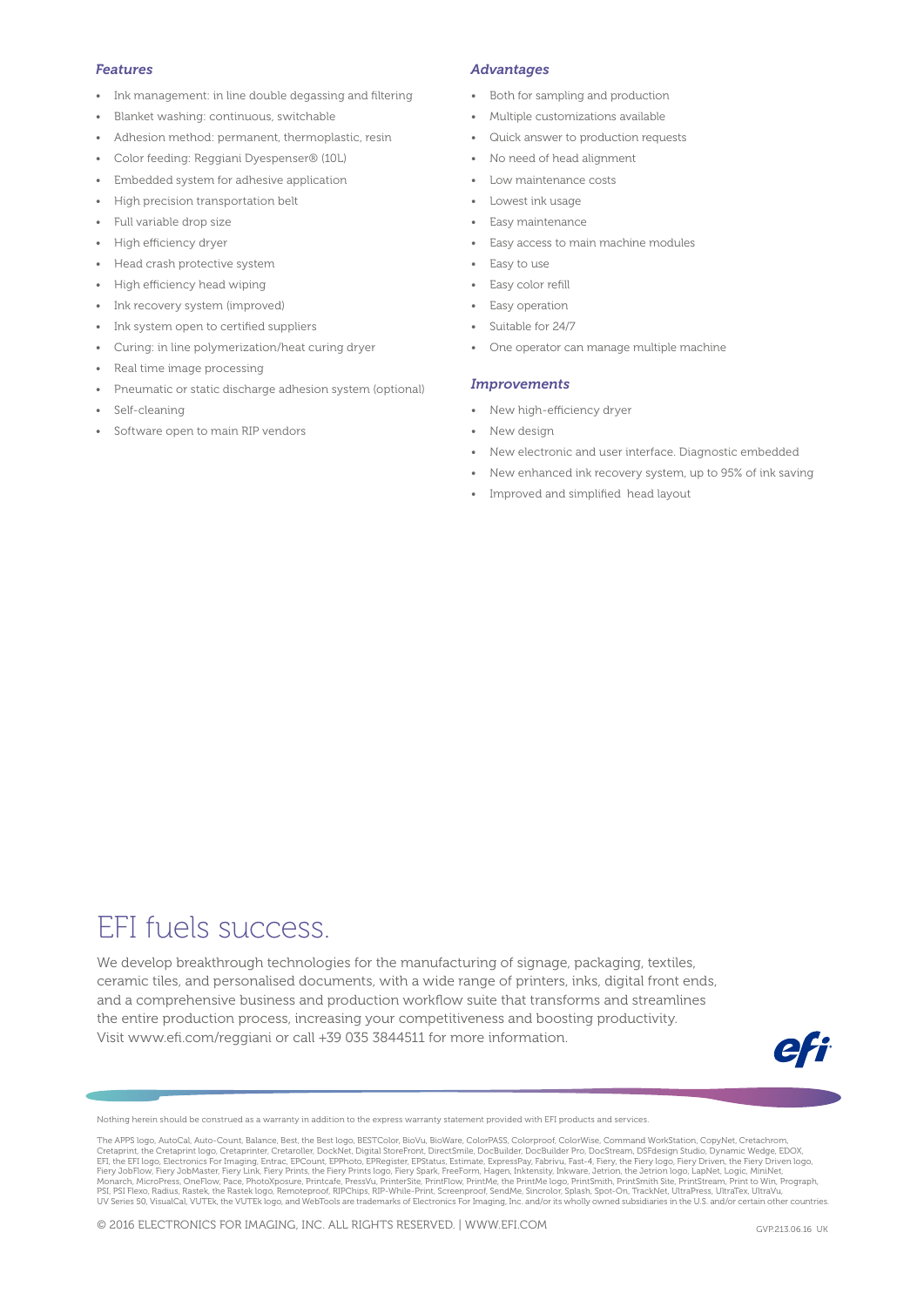### *Features*

- Ink management: in line double degassing and filtering
- Blanket washing: continuous, switchable
- Adhesion method: permanent, thermoplastic, resin
- Color feeding: Reggiani Dyespenser® (10L)
- Embedded system for adhesive application
- High precision transportation belt
- Full variable drop size
- High efficiency dryer
- Head crash protective system
- High efficiency head wiping
- Ink recovery system (improved)
- Ink system open to certified suppliers
- Curing: in line polymerization/heat curing dryer
- Real time image processing
- Pneumatic or static discharge adhesion system (optional)
- Self-cleaning
- Software open to main RIP vendors

### *Advantages*

- Both for sampling and production
- Multiple customizations available
- Quick answer to production requests
- No need of head alignment
- Low maintenance costs
- Lowest ink usage
- Easy maintenance
- Easy access to main machine modules
- Easy to use
- Easy color refill
- Easy operation
- Suitable for 24/7
- One operator can manage multiple machine

### *Improvements*

- New high-efficiency dryer
- New design
- New electronic and user interface. Diagnostic embedded
- New enhanced ink recovery system, up to 95% of ink saving
- Improved and simplified head layout

## EFI fuels success.

We develop breakthrough technologies for the manufacturing of signage, packaging, textiles, ceramic tiles, and personalised documents, with a wide range of printers, inks, digital front ends, and a comprehensive business and production workflow suite that transforms and streamlines the entire production process, increasing your competitiveness and boosting productivity. Visit www.efi.com/reggiani or call +39 035 3844511 for more information.

efi

Nothing herein should be construed as a warranty in addition to the express warranty statement provided with EFI products and services.

The APPS logo, AutoCal, Auto-Count, Balance, Best, the Best logo, BESTColor, BioVu, BioWare, ColorPASS, Colorproof, ColorWise, Command WorkStation, CopyNet, Cretachrom, Cretaprint, the Cretaprint logo, Cretaprinter, Cretaroller, DockNet, Digital StoreFront, DirectSmile, DocBuilder, DocBuilder Pro, DocStream, DSFdesign Studio, Dynamic Wedge, EDOX, EFI, the EFI logo, Electronics For Imaging, Entrac, EPCount, EPPhoto, EPRegister, EPStatus, Estimate, ExpressPay, Fabrivu, Fast-4, Fiery, the Fiery logo, Fiery Driven, the Fiery Driven logo, Fiery JobFlow, Fiery JobMaster, Fiery Link, Fiery Prints, the Fiery Prints logo, Fiery Spark, FreeForm, Hagen, Inktensity, Inkware, Jetrion, the Jetrion logo, LapNet, Logic, MiniNet, Monarch, MicroPress, OneFlow, Pace, PhotoXposure, Printcafe, PressVu, PrinterSite, PrintFlow, PrintMe, the PrintMe logo, PrintSmith, PrintSmith Site, PrintStream, Print to Win, Prograph, PSI, PSI Flexo, Radius, Rastek, the Rastek logo, Remoteproof, RIPChips, RIP-While-Print, Screenproof, SendMe, Sincrolor, Splash, Spot-On, TrackNet, UltraPress, UltraTex, UltraVu, UV Series 50, VisualCal, VUTEk, the VUTEk logo, and WebTools are trademarks of Electronics For Imaging, Inc. and/or its wholly owned subsidiaries in the U.S. and/or certain other countries.

© 2016 ELECTRONICS FOR IMAGING, INC. ALL RIGHTS RESERVED. | WWW.EFI.COM

GVP.213.06.16 UK